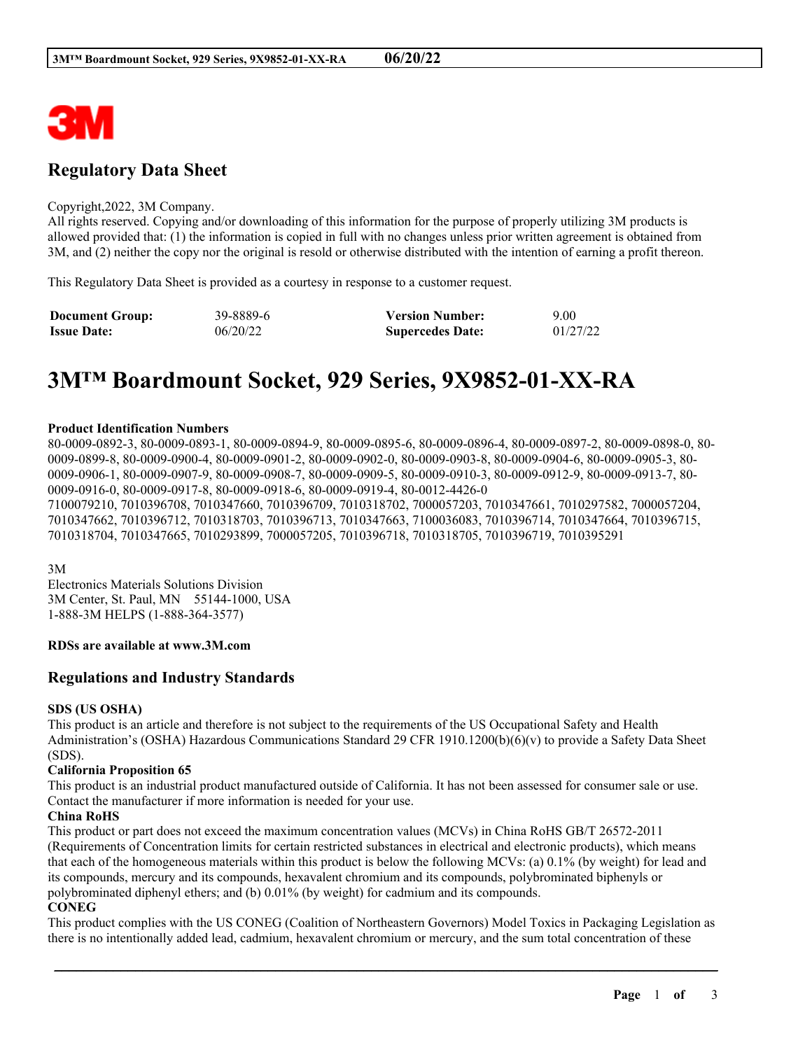3M

# Regulatory Data Sheet

Copyright,2022, 3M Company.
All rights reserved. Copying and/or downloading of this information for the purpose of properly utilizing 3M products is allowed provided that: (1) the information is copied in full with no changes unless prior written agreement is obtained from 3M, and (2) neither the copy nor the original is resold or otherwise distributed with the intention of earning a profit thereon.

This Regulatory Data Sheet is provided as a courtesy in response to a customer request.

| **Document Group:** | 39-8889-6 | **Version Number:** | 9.00 |
|---|---|---|---|
| **Issue Date:** | 06/20/22 | **Supercedes Date:** | 01/27/22 |

# 3M™ Boardmount Socket, 929 Series, 9X9852-01-XX-RA

**Product Identification Numbers**
80-0009-0892-3, 80-0009-0893-1, 80-0009-0894-9, 80-0009-0895-6, 80-0009-0896-4, 80-0009-0897-2, 80-0009-0898-0, 80-0009-0899-8, 80-0009-0900-4, 80-0009-0901-2, 80-0009-0902-0, 80-0009-0903-8, 80-0009-0904-6, 80-0009-0905-3, 80-0009-0906-1, 80-0009-0907-9, 80-0009-0908-7, 80-0009-0909-5, 80-0009-0910-3, 80-0009-0912-9, 80-0009-0913-7, 80-0009-0916-0, 80-0009-0917-8, 80-0009-0918-6, 80-0009-0919-4, 80-0012-4426-0
7100079210, 7010396708, 7010347660, 7010396709, 7010318702, 7000057203, 7010347661, 7010297582, 7000057204, 7010347662, 7010396712, 7010318703, 7010396713, 7010347663, 7100036083, 7010396714, 7010347664, 7010396715, 7010318704, 7010347665, 7010293899, 7000057205, 7010396718, 7010318705, 7010396719, 7010395291

3M
Electronics Materials Solutions Division
3M Center, St. Paul, MN 55144-1000, USA
1-888-3M HELPS (1-888-364-3577)

**RDSs are available at www.3M.com**

## Regulations and Industry Standards

**SDS (US OSHA)**
This product is an article and therefore is not subject to the requirements of the US Occupational Safety and Health Administration's (OSHA) Hazardous Communications Standard 29 CFR 1910.1200(b)(6)(v) to provide a Safety Data Sheet (SDS).

**California Proposition 65**
This product is an industrial product manufactured outside of California. It has not been assessed for consumer sale or use. Contact the manufacturer if more information is needed for your use.

**China RoHS**
This product or part does not exceed the maximum concentration values (MCVs) in China RoHS GB/T 26572-2011 (Requirements of Concentration limits for certain restricted substances in electrical and electronic products), which means that each of the homogeneous materials within this product is below the following MCVs: (a) 0.1% (by weight) for lead and its compounds, mercury and its compounds, hexavalent chromium and its compounds, polybrominated biphenyls or polybrominated diphenyl ethers; and (b) 0.01% (by weight) for cadmium and its compounds.

**CONEG**
This product complies with the US CONEG (Coalition of Northeastern Governors) Model Toxics in Packaging Legislation as there is no intentionally added lead, cadmium, hexavalent chromium or mercury, and the sum total concentration of these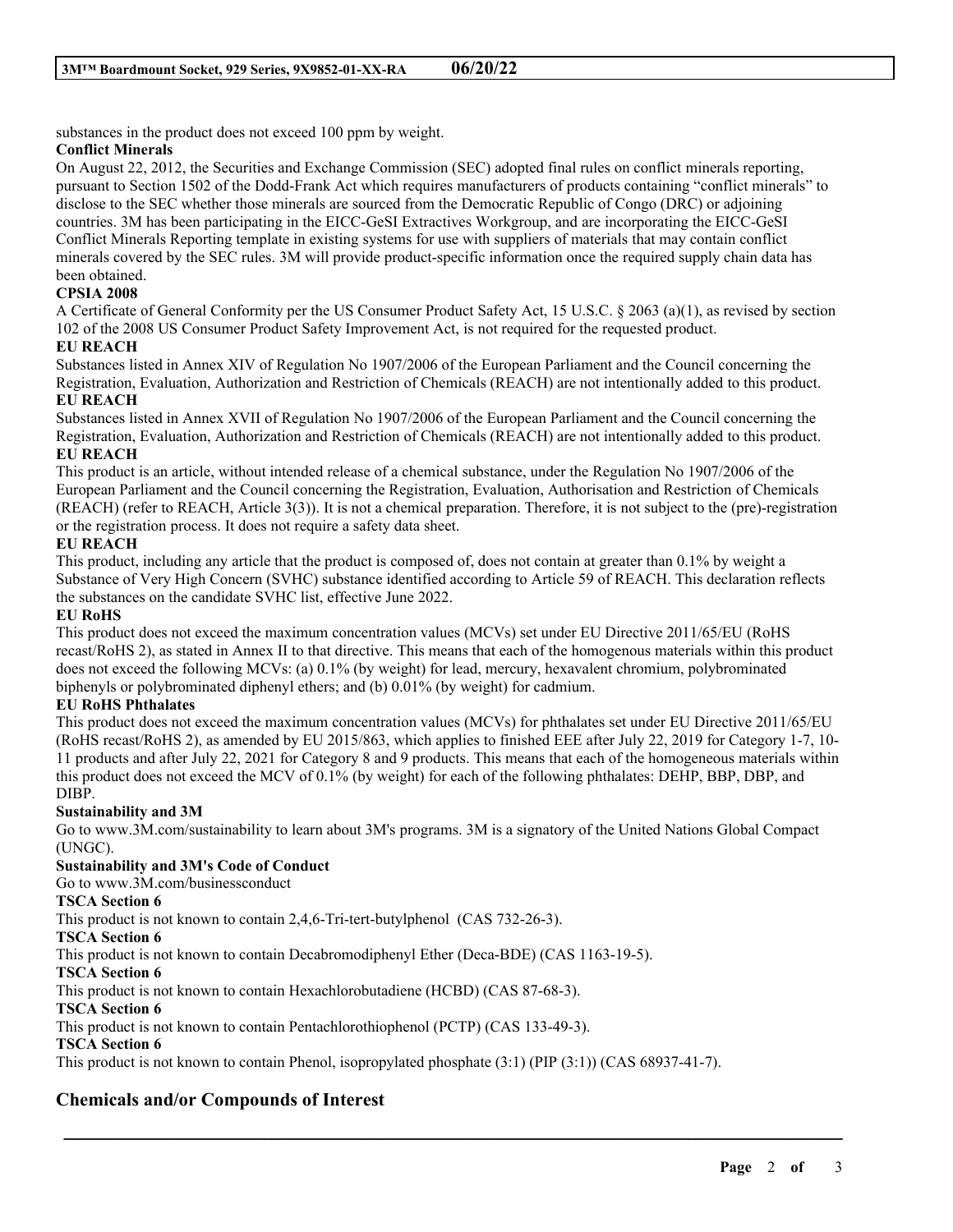substances in the product does not exceed 100 ppm by weight.

**Conflict Minerals**

On August 22, 2012, the Securities and Exchange Commission (SEC) adopted final rules on conflict minerals reporting, pursuant to Section 1502 of the Dodd-Frank Act which requires manufacturers of products containing "conflict minerals" to disclose to the SEC whether those minerals are sourced from the Democratic Republic of Congo (DRC) or adjoining countries. 3M has been participating in the EICC-GeSI Extractives Workgroup, and are incorporating the EICC-GeSI Conflict Minerals Reporting template in existing systems for use with suppliers of materials that may contain conflict minerals covered by the SEC rules. 3M will provide product-specific information once the required supply chain data has been obtained.

**CPSIA 2008**

A Certificate of General Conformity per the US Consumer Product Safety Act, 15 U.S.C. § 2063 (a)(1), as revised by section 102 of the 2008 US Consumer Product Safety Improvement Act, is not required for the requested product.

**EU REACH**

Substances listed in Annex XIV of Regulation No 1907/2006 of the European Parliament and the Council concerning the Registration, Evaluation, Authorization and Restriction of Chemicals (REACH) are not intentionally added to this product.

**EU REACH**

Substances listed in Annex XVII of Regulation No 1907/2006 of the European Parliament and the Council concerning the Registration, Evaluation, Authorization and Restriction of Chemicals (REACH) are not intentionally added to this product.

**EU REACH**

This product is an article, without intended release of a chemical substance, under the Regulation No 1907/2006 of the European Parliament and the Council concerning the Registration, Evaluation, Authorisation and Restriction of Chemicals (REACH) (refer to REACH, Article 3(3)). It is not a chemical preparation. Therefore, it is not subject to the (pre)-registration or the registration process. It does not require a safety data sheet.

**EU REACH**

This product, including any article that the product is composed of, does not contain at greater than 0.1% by weight a Substance of Very High Concern (SVHC) substance identified according to Article 59 of REACH. This declaration reflects the substances on the candidate SVHC list, effective June 2022.

**EU RoHS**

This product does not exceed the maximum concentration values (MCVs) set under EU Directive 2011/65/EU (RoHS recast/RoHS 2), as stated in Annex II to that directive. This means that each of the homogenous materials within this product does not exceed the following MCVs: (a) 0.1% (by weight) for lead, mercury, hexavalent chromium, polybrominated biphenyls or polybrominated diphenyl ethers; and (b) 0.01% (by weight) for cadmium.

**EU RoHS Phthalates**

This product does not exceed the maximum concentration values (MCVs) for phthalates set under EU Directive 2011/65/EU (RoHS recast/RoHS 2), as amended by EU 2015/863, which applies to finished EEE after July 22, 2019 for Category 1-7, 10-11 products and after July 22, 2021 for Category 8 and 9 products. This means that each of the homogeneous materials within this product does not exceed the MCV of 0.1% (by weight) for each of the following phthalates: DEHP, BBP, DBP, and DIBP.

**Sustainability and 3M**

Go to www.3M.com/sustainability to learn about 3M's programs. 3M is a signatory of the United Nations Global Compact (UNGC).

**Sustainability and 3M's Code of Conduct**

Go to www.3M.com/businessconduct

**TSCA Section 6**

This product is not known to contain 2,4,6-Tri-tert-butylphenol (CAS 732-26-3).

**TSCA Section 6**

This product is not known to contain Decabromodiphenyl Ether (Deca-BDE) (CAS 1163-19-5).

**TSCA Section 6**

This product is not known to contain Hexachlorobutadiene (HCBD) (CAS 87-68-3).

**TSCA Section 6**

This product is not known to contain Pentachlorothiophenol (PCTP) (CAS 133-49-3).

**TSCA Section 6**

This product is not known to contain Phenol, isopropylated phosphate (3:1) (PIP (3:1)) (CAS 68937-41-7).

## Chemicals and/or Compounds of Interest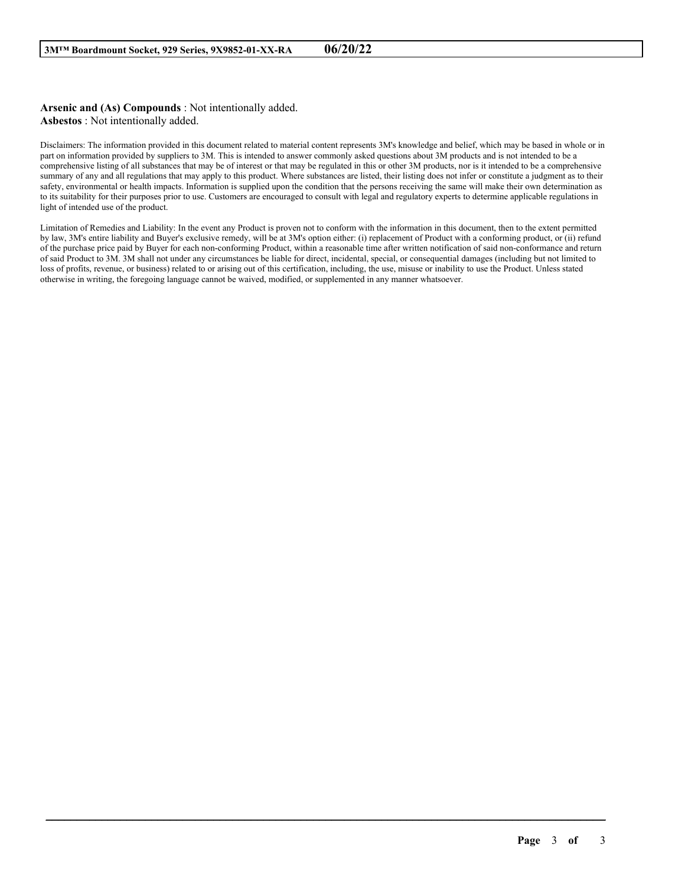**Arsenic and (As) Compounds** : Not intentionally added.
**Asbestos** : Not intentionally added.

Disclaimers: The information provided in this document related to material content represents 3M's knowledge and belief, which may be based in whole or in part on information provided by suppliers to 3M. This is intended to answer commonly asked questions about 3M products and is not intended to be a comprehensive listing of all substances that may be of interest or that may be regulated in this or other 3M products, nor is it intended to be a comprehensive summary of any and all regulations that may apply to this product. Where substances are listed, their listing does not infer or constitute a judgment as to their safety, environmental or health impacts. Information is supplied upon the condition that the persons receiving the same will make their own determination as to its suitability for their purposes prior to use. Customers are encouraged to consult with legal and regulatory experts to determine applicable regulations in light of intended use of the product.

Limitation of Remedies and Liability: In the event any Product is proven not to conform with the information in this document, then to the extent permitted by law, 3M's entire liability and Buyer's exclusive remedy, will be at 3M's option either: (i) replacement of Product with a conforming product, or (ii) refund of the purchase price paid by Buyer for each non-conforming Product, within a reasonable time after written notification of said non-conformance and return of said Product to 3M. 3M shall not under any circumstances be liable for direct, incidental, special, or consequential damages (including but not limited to loss of profits, revenue, or business) related to or arising out of this certification, including, the use, misuse or inability to use the Product. Unless stated otherwise in writing, the foregoing language cannot be waived, modified, or supplemented in any manner whatsoever.